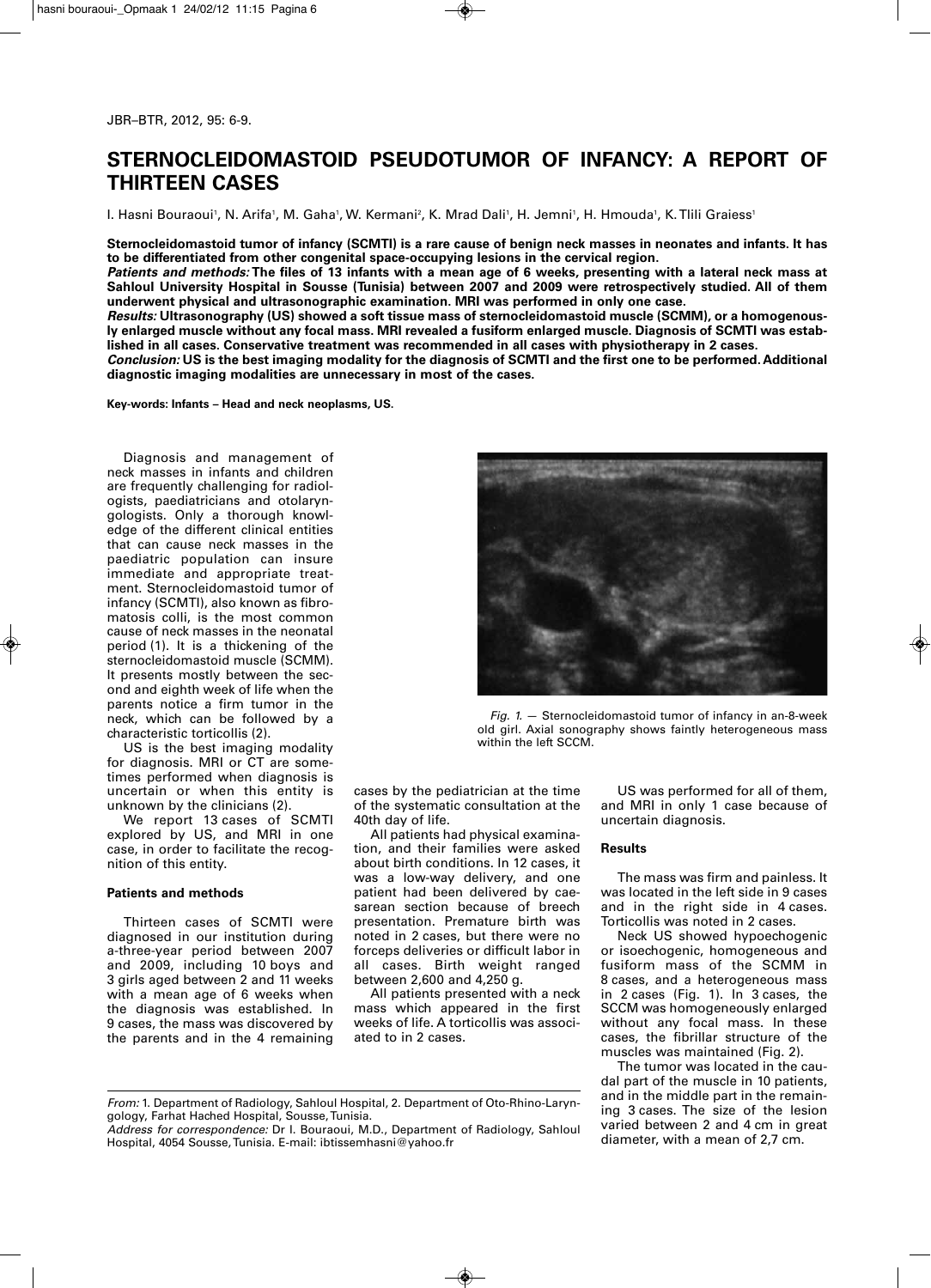# STERNOCLEIDOMASTOID PSEUDOTUMOR OF INFANCY: A REPORT OF THIRTEEN CASES

I. Hasni Bouraoui[1], N. Arifa[1], M. Gaha[1], W. Kermani[2], K. Mrad Dali[1], H. Jemni[1], H. Hmouda[1], K. Tlili Graiess[1]

**Sternocleidomastoid tumor of infancy (SCMTI) is a rare cause of benign neck masses in neonates and infants. It has to be differentiated from other congenital space-occupying lesions in the cervical region.**

***Patients and methods:*** **The files of 13 infants with a mean age of 6 weeks, presenting with a lateral neck mass at Sahloul University Hospital in Sousse (Tunisia) between 2007 and 2009 were retrospectively studied. All of them underwent physical and ultrasonographic examination. MRI was performed in only one case.**

***Results:*** **Ultrasonography (US) showed a soft tissue mass of sternocleidomastoid muscle (SCMM), or a homogenously enlarged muscle without any focal mass. MRI revealed a fusiform enlarged muscle. Diagnosis of SCMTI was established in all cases. Conservative treatment was recommended in all cases with physiotherapy in 2 cases.**

***Conclusion:*** **US is the best imaging modality for the diagnosis of SCMTI and the first one to be performed. Additional diagnostic imaging modalities are unnecessary in most of the cases.**

**Key-words: Infants – Head and neck neoplasms, US.**

Diagnosis and management of neck masses in infants and children are frequently challenging for radiologists, paediatricians and otolaryngologists. Only a thorough knowledge of the different clinical entities that can cause neck masses in the paediatric population can insure immediate and appropriate treatment. Sternocleidomastoid tumor of infancy (SCMTI), also known as fibromatosis colli, is the most common cause of neck masses in the neonatal period (1). It is a thickening of the sternocleidomastoid muscle (SCMM). It presents mostly between the second and eighth week of life when the parents notice a firm tumor in the neck, which can be followed by a characteristic torticollis (2).

US is the best imaging modality for diagnosis. MRI or CT are sometimes performed when diagnosis is uncertain or when this entity is unknown by the clinicians (2).

We report 13 cases of SCMTI explored by US, and MRI in one case, in order to facilitate the recognition of this entity.

## Patients and methods

Thirteen cases of SCMTI were diagnosed in our institution during a-three-year period between 2007 and 2009, including 10 boys and 3 girls aged between 2 and 11 weeks with a mean age of 6 weeks when the diagnosis was established. In 9 cases, the mass was discovered by the parents and in the 4 remaining cases by the pediatrician at the time of the systematic consultation at the 40th day of life.

All patients had physical examination, and their families were asked about birth conditions. In 12 cases, it was a low-way delivery, and one patient had been delivered by caesarean section because of breech presentation. Premature birth was noted in 2 cases, but there were no forceps deliveries or difficult labor in all cases. Birth weight ranged between 2,600 and 4,250 g.

All patients presented with a neck mass which appeared in the first weeks of life. A torticollis was associated to in 2 cases.

US was performed for all of them, and MRI in only 1 case because of uncertain diagnosis.

*Fig. 1.* — Sternocleidomastoid tumor of infancy in an-8-week old girl. Axial sonography shows faintly heterogeneous mass within the left SCCM.

## Results

The mass was firm and painless. It was located in the left side in 9 cases and in the right side in 4 cases. Torticollis was noted in 2 cases.

Neck US showed hypoechogenic or isoechogenic, homogeneous and fusiform mass of the SCMM in 8 cases, and a heterogeneous mass in 2 cases (Fig. 1). In 3 cases, the SCCM was homogeneously enlarged without any focal mass. In these cases, the fibrillar structure of the muscles was maintained (Fig. 2).

The tumor was located in the caudal part of the muscle in 10 patients, and in the middle part in the remaining 3 cases. The size of the lesion varied between 2 and 4 cm in great diameter, with a mean of 2,7 cm.

*From:* 1. Department of Radiology, Sahloul Hospital, 2. Department of Oto-Rhino-Laryngology, Farhat Hached Hospital, Sousse, Tunisia.
*Address for correspondence:* Dr I. Bouraoui, M.D., Department of Radiology, Sahloul Hospital, 4054 Sousse, Tunisia. E-mail: ibtissemhasni@yahoo.fr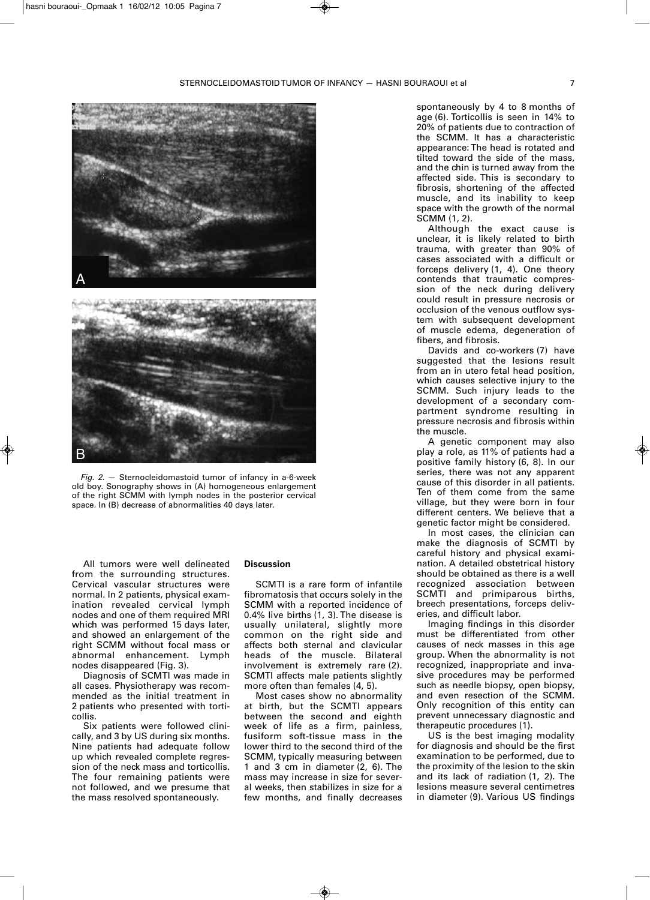*Fig. 2.* — Sternocleidomastoid tumor of infancy in a-6-week old boy. Sonography shows in (A) homogeneous enlargement of the right SCMM with lymph nodes in the posterior cervical space. In (B) decrease of abnormalities 40 days later.

All tumors were well delineated from the surrounding structures. Cervical vascular structures were normal. In 2 patients, physical examination revealed cervical lymph nodes and one of them required MRI which was performed 15 days later, and showed an enlargement of the right SCMM without focal mass or abnormal enhancement. Lymph nodes disappeared (Fig. 3).

Diagnosis of SCMTI was made in all cases. Physiotherapy was recommended as the initial treatment in 2 patients who presented with torticollis.

Six patients were followed clinically, and 3 by US during six months. Nine patients had adequate follow up which revealed complete regression of the neck mass and torticollis. The four remaining patients were not followed, and we presume that the mass resolved spontaneously.

## Discussion

SCMTI is a rare form of infantile fibromatosis that occurs solely in the SCMM with a reported incidence of 0.4% live births (1, 3). The disease is usually unilateral, slightly more common on the right side and affects both sternal and clavicular heads of the muscle. Bilateral involvement is extremely rare (2). SCMTI affects male patients slightly more often than females (4, 5).

Most cases show no abnormality at birth, but the SCMTI appears between the second and eighth week of life as a firm, painless, fusiform soft-tissue mass in the lower third to the second third of the SCMM, typically measuring between 1 and 3 cm in diameter (2, 6). The mass may increase in size for several weeks, then stabilizes in size for a few months, and finally decreases spontaneously by 4 to 8 months of age (6). Torticollis is seen in 14% to 20% of patients due to contraction of the SCMM. It has a characteristic appearance: The head is rotated and tilted toward the side of the mass, and the chin is turned away from the affected side. This is secondary to fibrosis, shortening of the affected muscle, and its inability to keep space with the growth of the normal SCMM (1, 2).

Although the exact cause is unclear, it is likely related to birth trauma, with greater than 90% of cases associated with a difficult or forceps delivery (1, 4). One theory contends that traumatic compression of the neck during delivery could result in pressure necrosis or occlusion of the venous outflow system with subsequent development of muscle edema, degeneration of fibers, and fibrosis.

Davids and co-workers (7) have suggested that the lesions result from an in utero fetal head position, which causes selective injury to the SCMM. Such injury leads to the development of a secondary compartment syndrome resulting in pressure necrosis and fibrosis within the muscle.

A genetic component may also play a role, as 11% of patients had a positive family history (6, 8). In our series, there was not any apparent cause of this disorder in all patients. Ten of them come from the same village, but they were born in four different centers. We believe that a genetic factor might be considered.

In most cases, the clinician can make the diagnosis of SCMTI by careful history and physical examination. A detailed obstetrical history should be obtained as there is a well recognized association between SCMTI and primiparous births, breech presentations, forceps deliveries, and difficult labor.

Imaging findings in this disorder must be differentiated from other causes of neck masses in this age group. When the abnormality is not recognized, inappropriate and invasive procedures may be performed such as needle biopsy, open biopsy, and even resection of the SCMM. Only recognition of this entity can prevent unnecessary diagnostic and therapeutic procedures (1).

US is the best imaging modality for diagnosis and should be the first examination to be performed, due to the proximity of the lesion to the skin and its lack of radiation (1, 2). The lesions measure several centimetres in diameter (9). Various US findings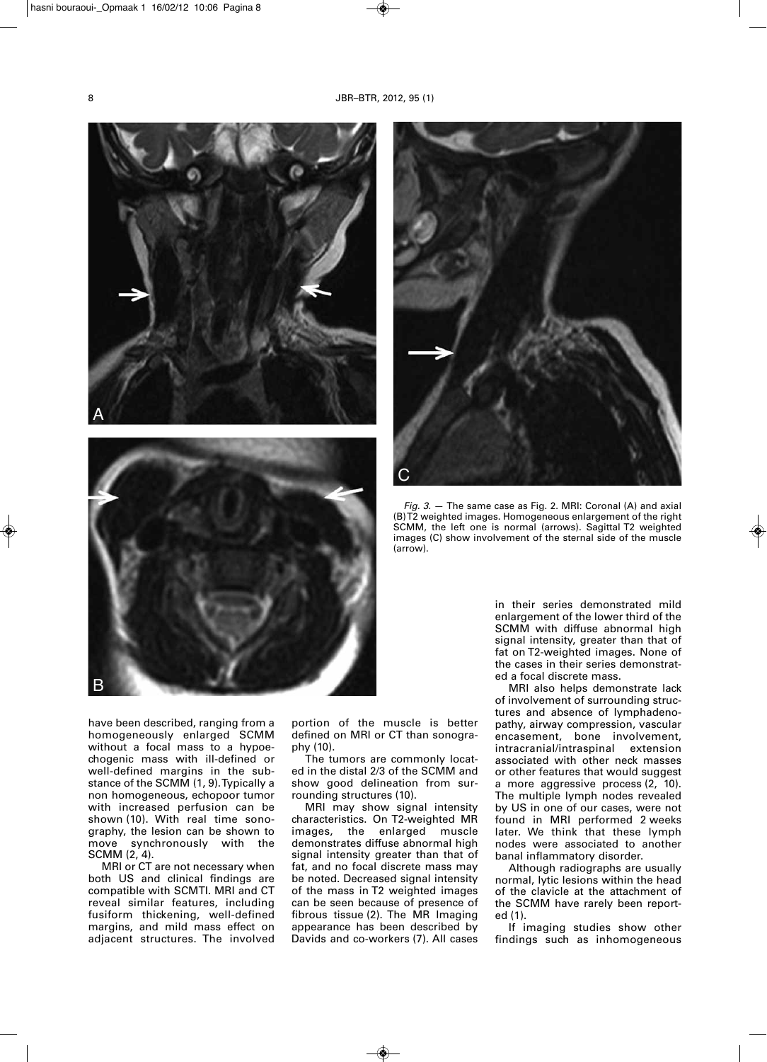*Fig. 3.* — The same case as Fig. 2. MRI: Coronal (A) and axial (B) T2 weighted images. Homogeneous enlargement of the right SCMM, the left one is normal (arrows). Sagittal T2 weighted images (C) show involvement of the sternal side of the muscle (arrow).

have been described, ranging from a homogeneously enlarged SCMM without a focal mass to a hypoechogenic mass with ill-defined or well-defined margins in the substance of the SCMM (1, 9). Typically a non homogeneous, echopoor tumor with increased perfusion can be shown (10). With real time sonography, the lesion can be shown to move synchronously with the SCMM (2, 4).

MRI or CT are not necessary when both US and clinical findings are compatible with SCMTI. MRI and CT reveal similar features, including fusiform thickening, well-defined margins, and mild mass effect on adjacent structures. The involved portion of the muscle is better defined on MRI or CT than sonography (10).

The tumors are commonly located in the distal 2/3 of the SCMM and show good delineation from surrounding structures (10).

MRI may show signal intensity characteristics. On T2-weighted MR images, the enlarged muscle demonstrates diffuse abnormal high signal intensity greater than that of fat, and no focal discrete mass may be noted. Decreased signal intensity of the mass in T2 weighted images can be seen because of presence of fibrous tissue (2). The MR Imaging appearance has been described by Davids and co-workers (7). All cases in their series demonstrated mild enlargement of the lower third of the SCMM with diffuse abnormal high signal intensity, greater than that of fat on T2-weighted images. None of the cases in their series demonstrated a focal discrete mass.

MRI also helps demonstrate lack of involvement of surrounding structures and absence of lymphadenopathy, airway compression, vascular encasement, bone involvement, intracranial/intraspinal extension associated with other neck masses or other features that would suggest a more aggressive process (2, 10). The multiple lymph nodes revealed by US in one of our cases, were not found in MRI performed 2 weeks later. We think that these lymph nodes were associated to another banal inflammatory disorder.

Although radiographs are usually normal, lytic lesions within the head of the clavicle at the attachment of the SCMM have rarely been reported (1).

If imaging studies show other findings such as inhomogeneous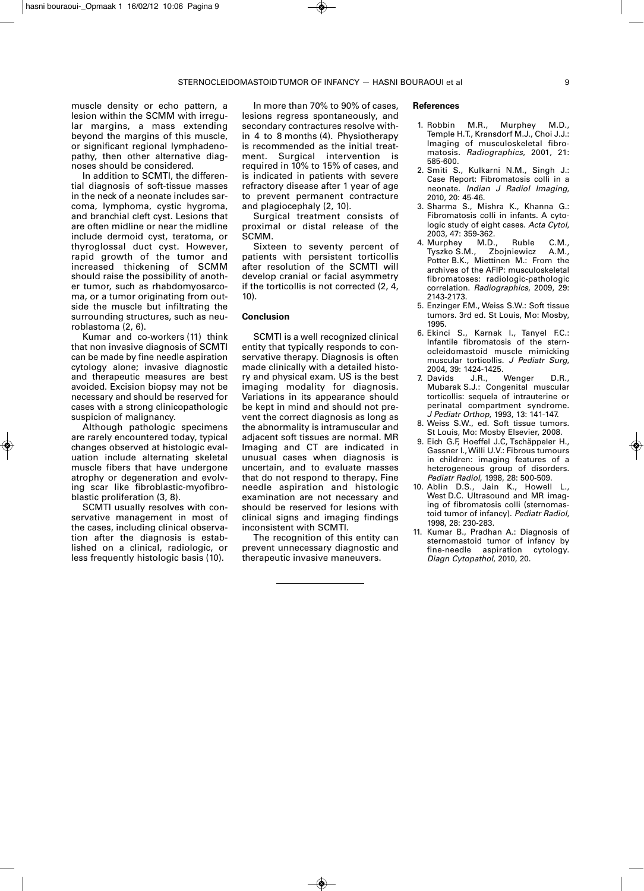muscle density or echo pattern, a lesion within the SCMM with irregular margins, a mass extending beyond the margins of this muscle, or significant regional lymphadenopathy, then other alternative diagnoses should be considered.

In addition to SCMTI, the differential diagnosis of soft-tissue masses in the neck of a neonate includes sarcoma, lymphoma, cystic hygroma, and branchial cleft cyst. Lesions that are often midline or near the midline include dermoid cyst, teratoma, or thyroglossal duct cyst. However, rapid growth of the tumor and increased thickening of SCMM should raise the possibility of another tumor, such as rhabdomyosarcoma, or a tumor originating from outside the muscle but infiltrating the surrounding structures, such as neuroblastoma (2, 6).

Kumar and co-workers (11) think that non invasive diagnosis of SCMTI can be made by fine needle aspiration cytology alone; invasive diagnostic and therapeutic measures are best avoided. Excision biopsy may not be necessary and should be reserved for cases with a strong clinicopathologic suspicion of malignancy.

Although pathologic specimens are rarely encountered today, typical changes observed at histologic evaluation include alternating skeletal muscle fibers that have undergone atrophy or degeneration and evolving scar like fibroblastic-myofibroblastic proliferation (3, 8).

SCMTI usually resolves with conservative management in most of the cases, including clinical observation after the diagnosis is established on a clinical, radiologic, or less frequently histologic basis (10).

In more than 70% to 90% of cases, lesions regress spontaneously, and secondary contractures resolve within 4 to 8 months (4). Physiotherapy is recommended as the initial treatment. Surgical intervention is required in 10% to 15% of cases, and is indicated in patients with severe refractory disease after 1 year of age to prevent permanent contracture and plagiocephaly (2, 10).

Surgical treatment consists of proximal or distal release of the SCMM.

Sixteen to seventy percent of patients with persistent torticollis after resolution of the SCMTI will develop cranial or facial asymmetry if the torticollis is not corrected (2, 4, 10).

## Conclusion

SCMTI is a well recognized clinical entity that typically responds to conservative therapy. Diagnosis is often made clinically with a detailed history and physical exam. US is the best imaging modality for diagnosis. Variations in its appearance should be kept in mind and should not prevent the correct diagnosis as long as the abnormality is intramuscular and adjacent soft tissues are normal. MR Imaging and CT are indicated in unusual cases when diagnosis is uncertain, and to evaluate masses that do not respond to therapy. Fine needle aspiration and histologic examination are not necessary and should be reserved for lesions with clinical signs and imaging findings inconsistent with SCMTI.

The recognition of this entity can prevent unnecessary diagnostic and therapeutic invasive maneuvers.

## References

1. Robbin M.R., Murphey M.D., Temple H.T., Kransdorf M.J., Choi J.J.: Imaging of musculoskeletal fibromatosis. *Radiographics*, 2001, 21: 585-600.
2. Smiti S., Kulkarni N.M., Singh J.: Case Report: Fibromatosis colli in a neonate. *Indian J Radiol Imaging*, 2010, 20: 45-46.
3. Sharma S., Mishra K., Khanna G.: Fibromatosis colli in infants. A cytologic study of eight cases. *Acta Cytol*, 2003, 47: 359-362.
4. Murphey M.D., Ruble C.M., Tyszko S.M., Zbojniewicz A.M., Potter B.K., Miettinen M.: From the archives of the AFIP: musculoskeletal fibromatoses: radiologic-pathologic correlation. *Radiographics*, 2009, 29: 2143-2173.
5. Enzinger F.M., Weiss S.W.: Soft tissue tumors. 3rd ed. St Louis, Mo: Mosby, 1995.
6. Ekinci S., Karnak I., Tanyel F.C.: Infantile fibromatosis of the sternocleidomastoid muscle mimicking muscular torticollis. *J Pediatr Surg*, 2004, 39: 1424-1425.
7. Davids J.R., Wenger D.R., Mubarak S.J.: Congenital muscular torticollis: sequela of intrauterine or perinatal compartment syndrome. *J Pediatr Orthop*, 1993, 13: 141-147.
8. Weiss S.W., ed. Soft tissue tumors. St Louis, Mo: Mosby Elsevier, 2008.
9. Eich G.F, Hoeffel J.C, Tschäppeler H., Gassner I., Willi U.V.: Fibrous tumours in children: imaging features of a heterogeneous group of disorders. *Pediatr Radiol*, 1998, 28: 500-509.
10. Ablin D.S., Jain K., Howell L., West D.C. Ultrasound and MR imaging of fibromatosis colli (sternomastoid tumor of infancy). *Pediatr Radiol*, 1998, 28: 230-283.
11. Kumar B., Pradhan A.: Diagnosis of sternomastoid tumor of infancy by fine-needle aspiration cytology. *Diagn Cytopathol*, 2010, 20.